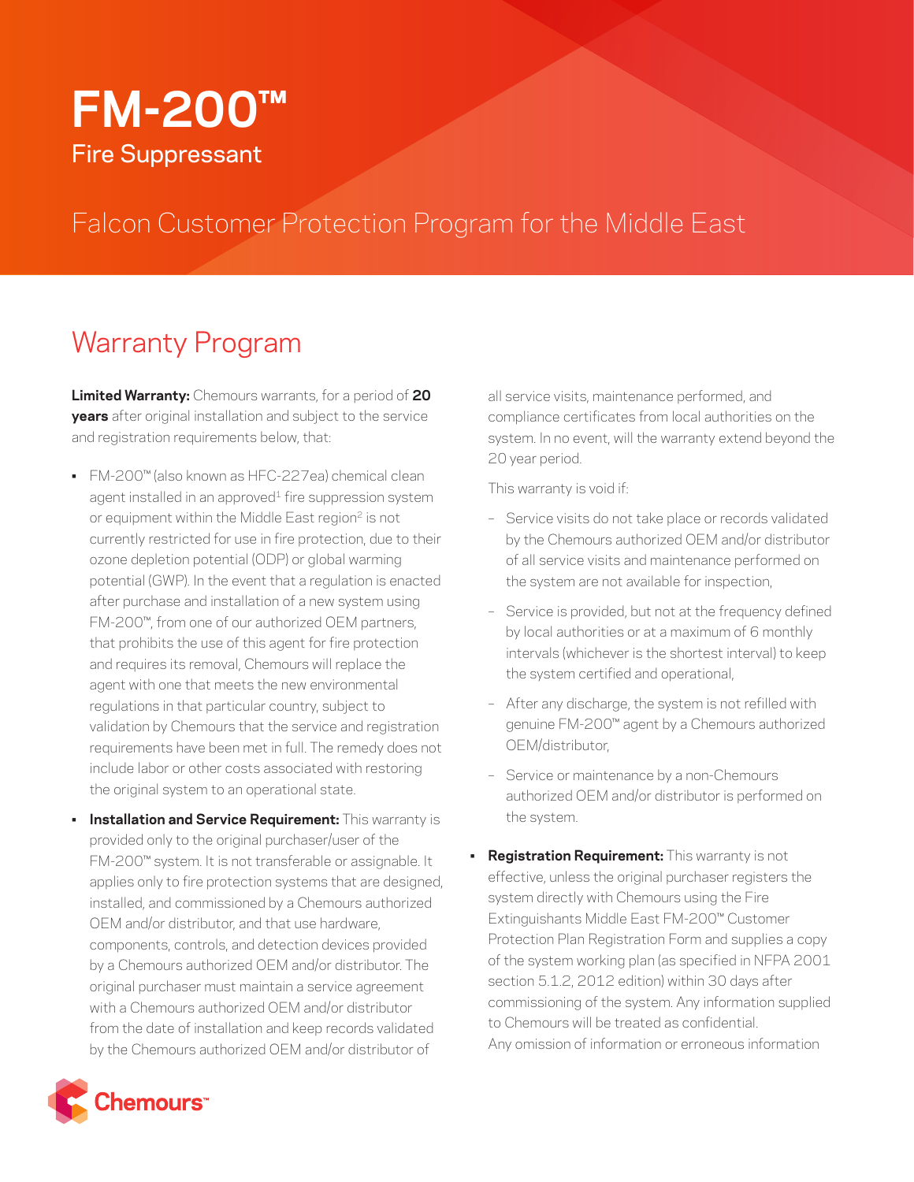# FM-200™

Fire Suppressant

Falcon Customer Protection Program for the Middle East

## Warranty Program

**Limited Warranty:** Chemours warrants, for a period of **20 years** after original installation and subject to the service and registration requirements below, that:

- FM-200™ (also known as HFC-227ea) chemical clean agent installed in an approved[1] fire suppression system or equipment within the Middle East region[2] is not currently restricted for use in fire protection, due to their ozone depletion potential (ODP) or global warming potential (GWP). In the event that a regulation is enacted after purchase and installation of a new system using FM-200™, from one of our authorized OEM partners, that prohibits the use of this agent for fire protection and requires its removal, Chemours will replace the agent with one that meets the new environmental regulations in that particular country, subject to validation by Chemours that the service and registration requirements have been met in full. The remedy does not include labor or other costs associated with restoring the original system to an operational state.
- **Installation and Service Requirement:** This warranty is provided only to the original purchaser/user of the FM-200™ system. It is not transferable or assignable. It applies only to fire protection systems that are designed, installed, and commissioned by a Chemours authorized OEM and/or distributor, and that use hardware, components, controls, and detection devices provided by a Chemours authorized OEM and/or distributor. The original purchaser must maintain a service agreement with a Chemours authorized OEM and/or distributor from the date of installation and keep records validated by the Chemours authorized OEM and/or distributor of all service visits, maintenance performed, and compliance certificates from local authorities on the system. In no event, will the warranty extend beyond the 20 year period.

  This warranty is void if:

  - Service visits do not take place or records validated by the Chemours authorized OEM and/or distributor of all service visits and maintenance performed on the system are not available for inspection,
  - Service is provided, but not at the frequency defined by local authorities or at a maximum of 6 monthly intervals (whichever is the shortest interval) to keep the system certified and operational,
  - After any discharge, the system is not refilled with genuine FM-200™ agent by a Chemours authorized OEM/distributor,
  - Service or maintenance by a non-Chemours authorized OEM and/or distributor is performed on the system.
- **Registration Requirement:** This warranty is not effective, unless the original purchaser registers the system directly with Chemours using the Fire Extinguishants Middle East FM-200™ Customer Protection Plan Registration Form and supplies a copy of the system working plan (as specified in NFPA 2001 section 5.1.2, 2012 edition) within 30 days after commissioning of the system. Any information supplied to Chemours will be treated as confidential. Any omission of information or erroneous information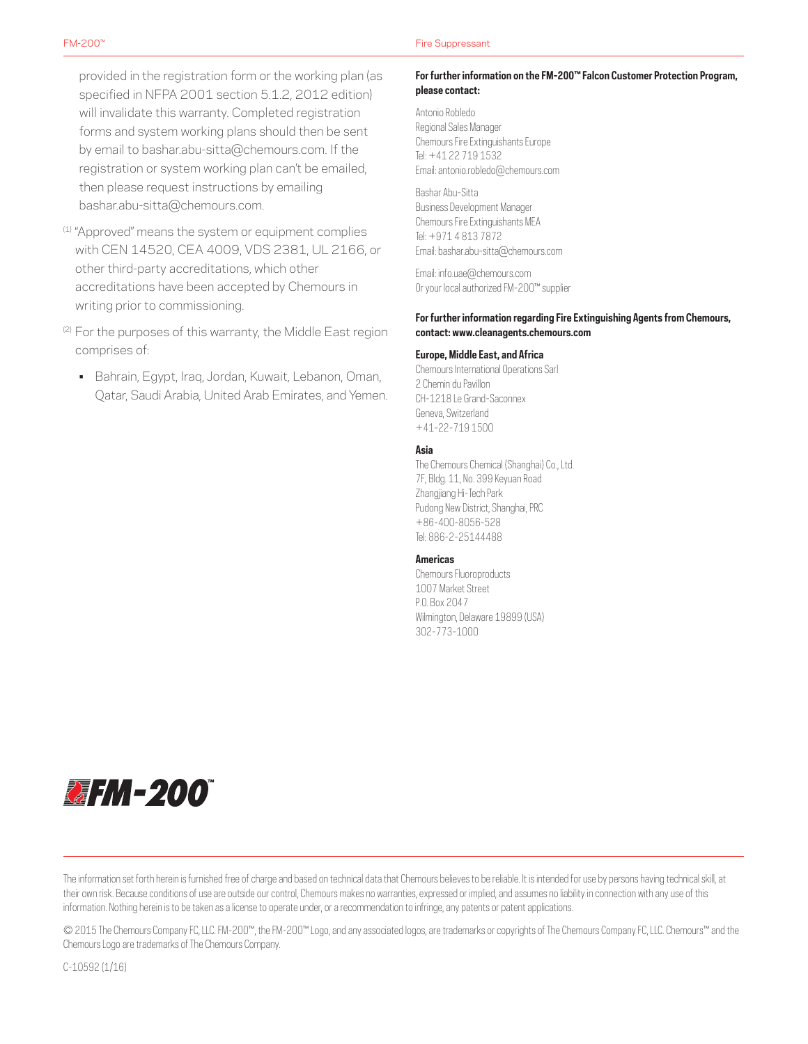provided in the registration form or the working plan (as specified in NFPA 2001 section 5.1.2, 2012 edition) will invalidate this warranty. Completed registration forms and system working plans should then be sent by email to bashar.abu-sitta@chemours.com. If the registration or system working plan can't be emailed, then please request instructions by emailing bashar.abu-sitta@chemours.com.

[1] "Approved" means the system or equipment complies with CEN 14520, CEA 4009, VDS 2381, UL 2166, or other third-party accreditations, which other accreditations have been accepted by Chemours in writing prior to commissioning.

[2] For the purposes of this warranty, the Middle East region comprises of:

- Bahrain, Egypt, Iraq, Jordan, Kuwait, Lebanon, Oman, Qatar, Saudi Arabia, United Arab Emirates, and Yemen.

**For further information on the FM-200™ Falcon Customer Protection Program, please contact:**

Antonio Robledo
Regional Sales Manager
Chemours Fire Extinguishants Europe
Tel: +41 22 719 1532
Email: antonio.robledo@chemours.com

Bashar Abu-Sitta
Business Development Manager
Chemours Fire Extinguishants MEA
Tel: +971 4 813 7872
Email: bashar.abu-sitta@chemours.com

Email: info.uae@chemours.com
Or your local authorized FM-200™ supplier

**For further information regarding Fire Extinguishing Agents from Chemours, contact: www.cleanagents.chemours.com**

**Europe, Middle East, and Africa**
Chemours International Operations Sarl
2 Chemin du Pavillon
CH-1218 Le Grand-Saconnex
Geneva, Switzerland
+41-22-719 1500

**Asia**
The Chemours Chemical (Shanghai) Co., Ltd.
7F, Bldg. 11, No. 399 Keyuan Road
Zhangjiang Hi-Tech Park
Pudong New District, Shanghai, PRC
+86-400-8056-528
Tel: 886-2-25144488

**Americas**
Chemours Fluoroproducts
1007 Market Street
P.O. Box 2047
Wilmington, Delaware 19899 (USA)
302-773-1000

FM-200™

The information set forth herein is furnished free of charge and based on technical data that Chemours believes to be reliable. It is intended for use by persons having technical skill, at their own risk. Because conditions of use are outside our control, Chemours makes no warranties, expressed or implied, and assumes no liability in connection with any use of this information. Nothing herein is to be taken as a license to operate under, or a recommendation to infringe, any patents or patent applications.

© 2015 The Chemours Company FC, LLC. FM-200™, the FM-200™ Logo, and any associated logos, are trademarks or copyrights of The Chemours Company FC, LLC. Chemours™ and the Chemours Logo are trademarks of The Chemours Company.

C-10592 (1/16)